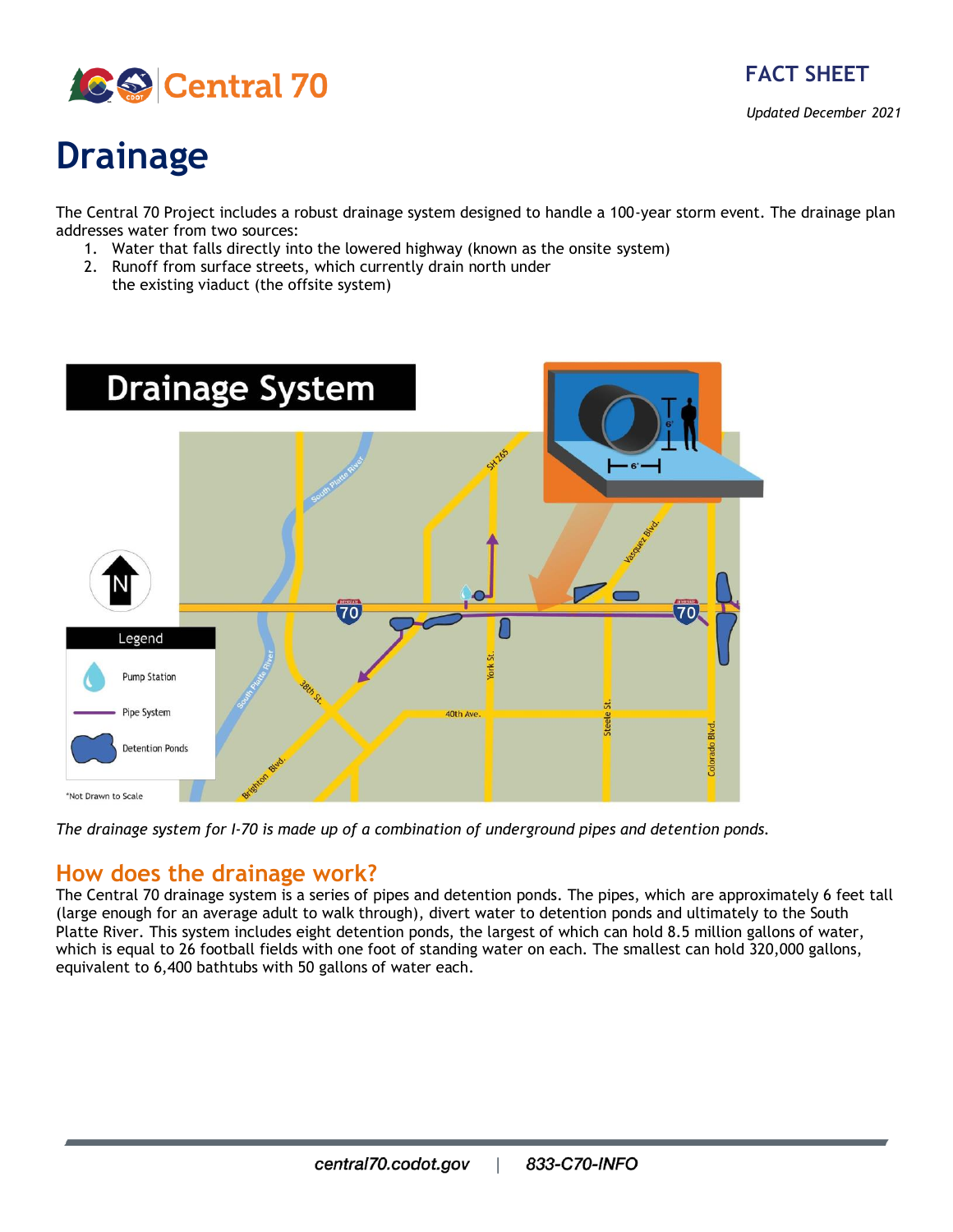FACT SHEET

*Updated December 2021*

# Drainage

The Central 70 Project includes a robust drainage system designed to handle a 100-year storm event. The drainage plan addresses water from two sources:

1. Water that falls directly into the lowered highway (known as the onsite system)
2. Runoff from surface streets, which currently drain north under the existing viaduct (the offsite system)

*The drainage system for I-70 is made up of a combination of underground pipes and detention ponds.*

## How does the drainage work?

The Central 70 drainage system is a series of pipes and detention ponds. The pipes, which are approximately 6 feet tall (large enough for an average adult to walk through), divert water to detention ponds and ultimately to the South Platte River. This system includes eight detention ponds, the largest of which can hold 8.5 million gallons of water, which is equal to 26 football fields with one foot of standing water on each. The smallest can hold 320,000 gallons, equivalent to 6,400 bathtubs with 50 gallons of water each.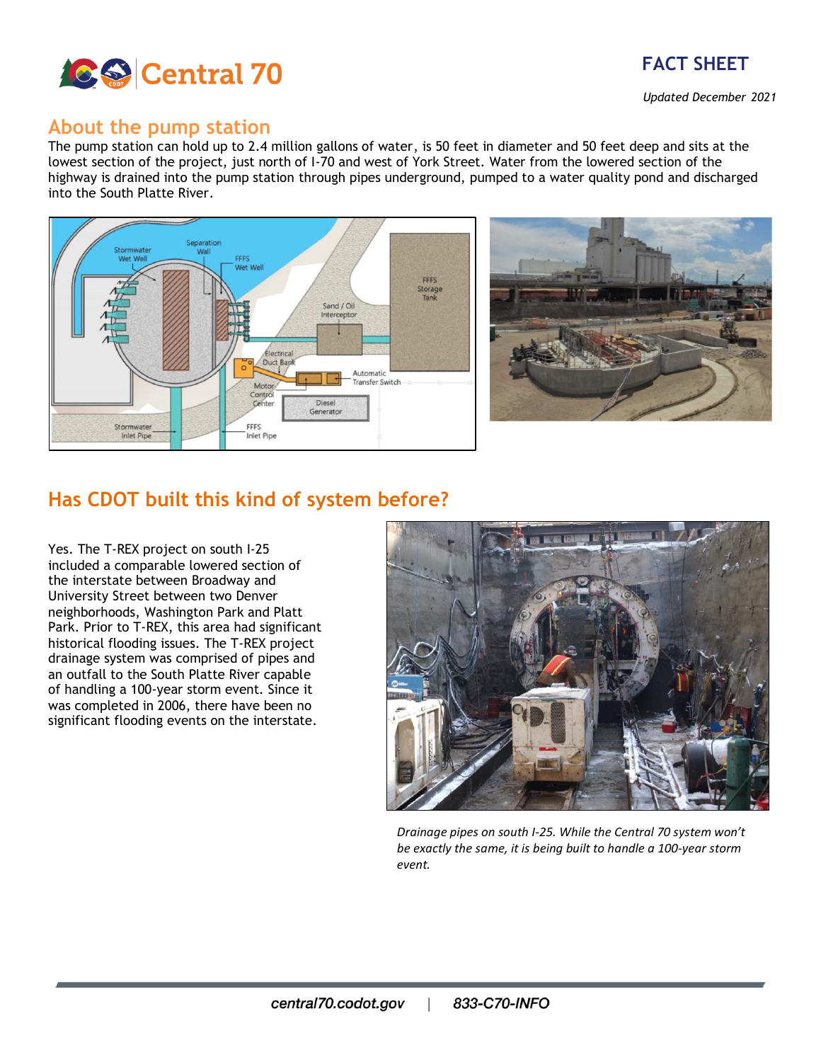## About the pump station

The pump station can hold up to 2.4 million gallons of water, is 50 feet in diameter and 50 feet deep and sits at the lowest section of the project, just north of I-70 and west of York Street. Water from the lowered section of the highway is drained into the pump station through pipes underground, pumped to a water quality pond and discharged into the South Platte River.

Stormwater Wet Well
Separation Wall
FFFS Wet Well
FFFS Storage Tank
Sand / Oil Interceptor
Electrical Duct Bank
Automatic Transfer Switch
Motor Control Center
Diesel Generator
Stormwater Inlet Pipe
FFFS Inlet Pipe

## Has CDOT built this kind of system before?

Yes. The T-REX project on south I-25 included a comparable lowered section of the interstate between Broadway and University Street between two Denver neighborhoods, Washington Park and Platt Park. Prior to T-REX, this area had significant historical flooding issues. The T-REX project drainage system was comprised of pipes and an outfall to the South Platte River capable of handling a 100-year storm event. Since it was completed in 2006, there have been no significant flooding events on the interstate.

*Drainage pipes on south I-25. While the Central 70 system won't be exactly the same, it is being built to handle a 100-year storm event.*